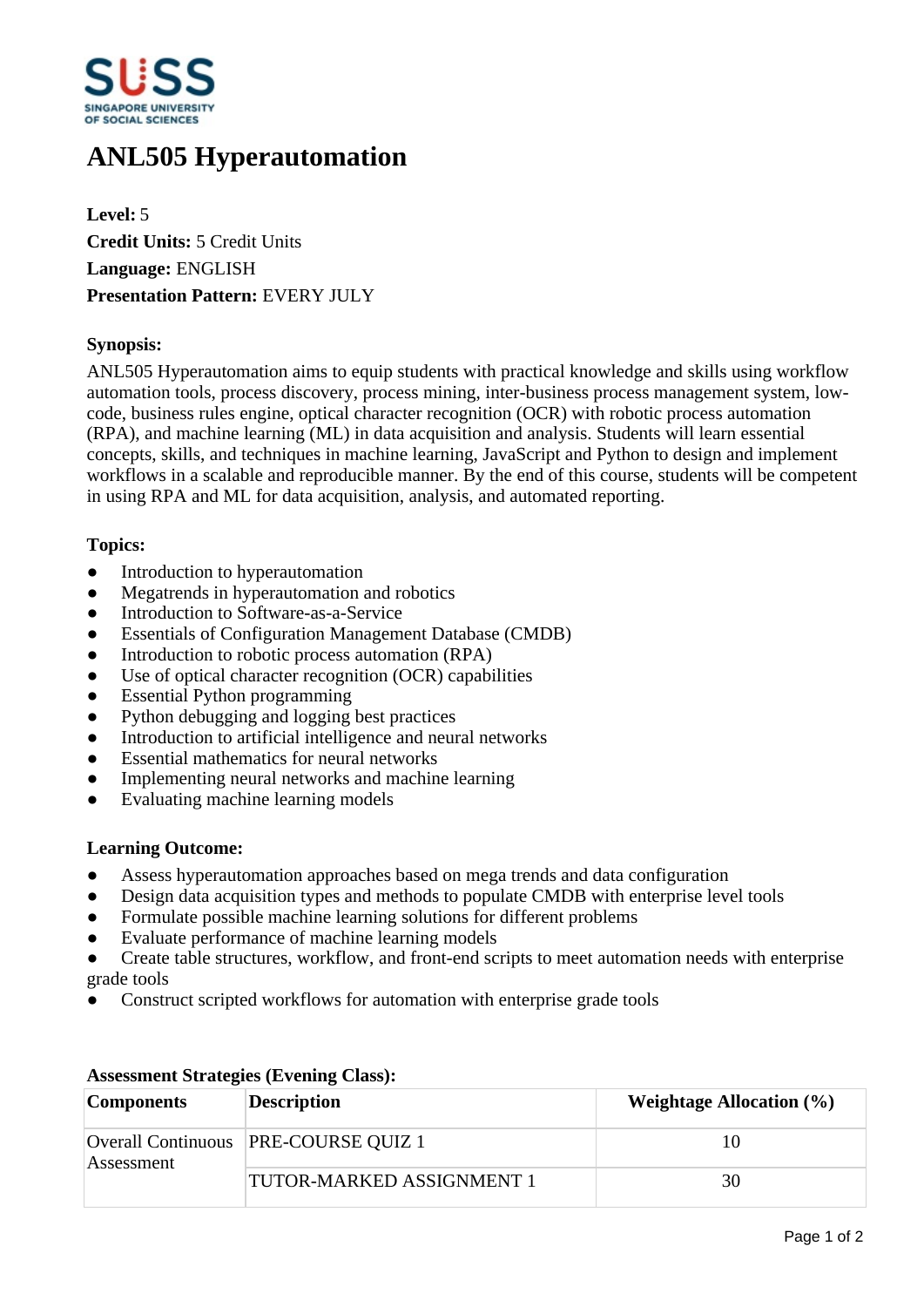# ANL505 Hyperautomation

**Level:** 5
**Credit Units:** 5 Credit Units
**Language:** ENGLISH
**Presentation Pattern:** EVERY JULY

**Synopsis:**

ANL505 Hyperautomation aims to equip students with practical knowledge and skills using workflow automation tools, process discovery, process mining, inter-business process management system, low-code, business rules engine, optical character recognition (OCR) with robotic process automation (RPA), and machine learning (ML) in data acquisition and analysis. Students will learn essential concepts, skills, and techniques in machine learning, JavaScript and Python to design and implement workflows in a scalable and reproducible manner. By the end of this course, students will be competent in using RPA and ML for data acquisition, analysis, and automated reporting.

**Topics:**

- Introduction to hyperautomation
- Megatrends in hyperautomation and robotics
- Introduction to Software-as-a-Service
- Essentials of Configuration Management Database (CMDB)
- Introduction to robotic process automation (RPA)
- Use of optical character recognition (OCR) capabilities
- Essential Python programming
- Python debugging and logging best practices
- Introduction to artificial intelligence and neural networks
- Essential mathematics for neural networks
- Implementing neural networks and machine learning
- Evaluating machine learning models

**Learning Outcome:**

- Assess hyperautomation approaches based on mega trends and data configuration
- Design data acquisition types and methods to populate CMDB with enterprise level tools
- Formulate possible machine learning solutions for different problems
- Evaluate performance of machine learning models
- Create table structures, workflow, and front-end scripts to meet automation needs with enterprise grade tools
- Construct scripted workflows for automation with enterprise grade tools

**Assessment Strategies (Evening Class):**

| Components | Description | Weightage Allocation (%) |
|---|---|---|
| Overall Continuous Assessment | PRE-COURSE QUIZ 1 | 10 |
| | TUTOR-MARKED ASSIGNMENT 1 | 30 |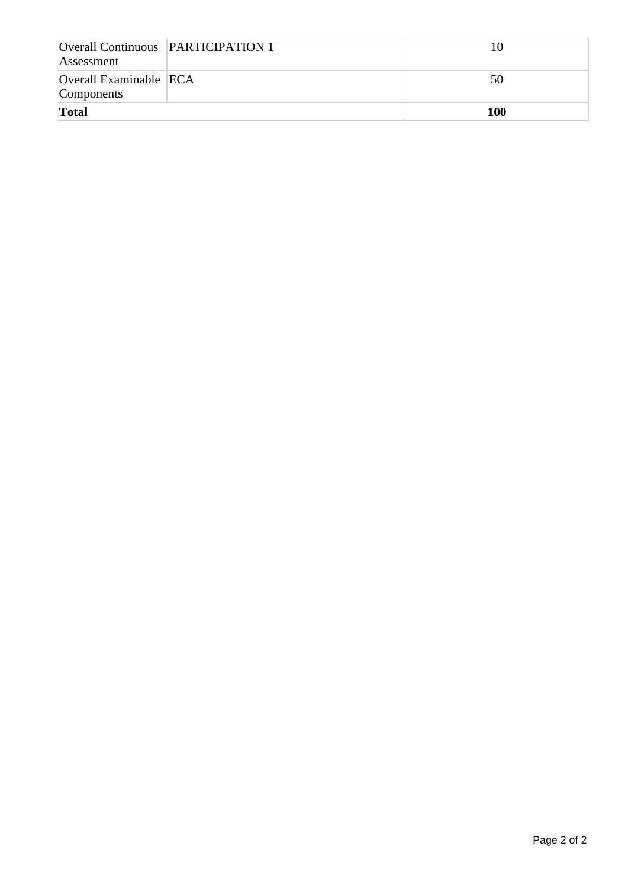| | | |
|---|---|---|
| Overall Continuous Assessment | PARTICIPATION 1 | 10 |
| Overall Examinable Components | ECA | 50 |
| **Total** | | **100** |